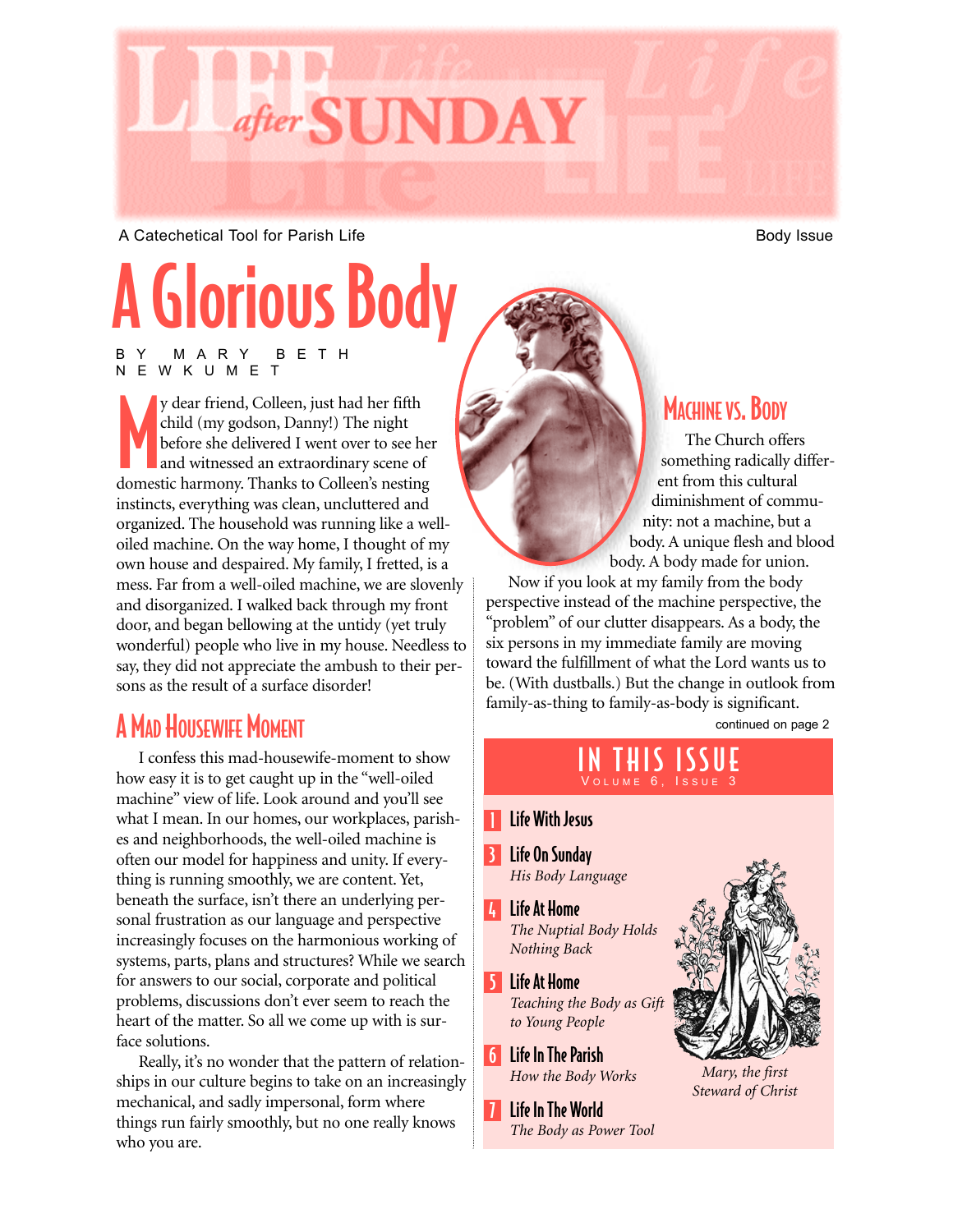# LIFE after SUNDAY

A Catechetical Tool for Parish Life

Body Issue

# A Glorious Body

BY MARY BETH NEWKUMET

My dear friend, Colleen, just had her fifth child (my godson, Danny!) The night before she delivered I went over to see her and witnessed an extraordinary scene of domestic harmony. Thanks to Colleen's nesting instincts, everything was clean, uncluttered and organized. The household was running like a well-oiled machine. On the way home, I thought of my own house and despaired. My family, I fretted, is a mess. Far from a well-oiled machine, we are slovenly and disorganized. I walked back through my front door, and began bellowing at the untidy (yet truly wonderful) people who live in my house. Needless to say, they did not appreciate the ambush to their persons as the result of a surface disorder!

## A Mad Housewife Moment

I confess this mad-housewife-moment to show how easy it is to get caught up in the "well-oiled machine" view of life. Look around and you'll see what I mean. In our homes, our workplaces, parishes and neighborhoods, the well-oiled machine is often our model for happiness and unity. If everything is running smoothly, we are content. Yet, beneath the surface, isn't there an underlying personal frustration as our language and perspective increasingly focuses on the harmonious working of systems, parts, plans and structures? While we search for answers to our social, corporate and political problems, discussions don't ever seem to reach the heart of the matter. So all we come up with is surface solutions.

Really, it's no wonder that the pattern of relationships in our culture begins to take on an increasingly mechanical, and sadly impersonal, form where things run fairly smoothly, but no one really knows who you are.

## Machine vs. Body

The Church offers something radically different from this cultural diminishment of community: not a machine, but a body. A unique flesh and blood body. A body made for union.

Now if you look at my family from the body perspective instead of the machine perspective, the "problem" of our clutter disappears. As a body, the six persons in my immediate family are moving toward the fulfillment of what the Lord wants us to be. (With dustballs.) But the change in outlook from family-as-thing to family-as-body is significant.

continued on page 2

## IN THIS ISSUE

Volume 6, Issue 3

- **1** Life With Jesus
- **3** Life On Sunday — *His Body Language*
- **4** Life At Home — *The Nuptial Body Holds Nothing Back*
- **5** Life At Home — *Teaching the Body as Gift to Young People*
- **6** Life In The Parish — *How the Body Works*
- **7** Life In The World — *The Body as Power Tool*

*Mary, the first Steward of Christ*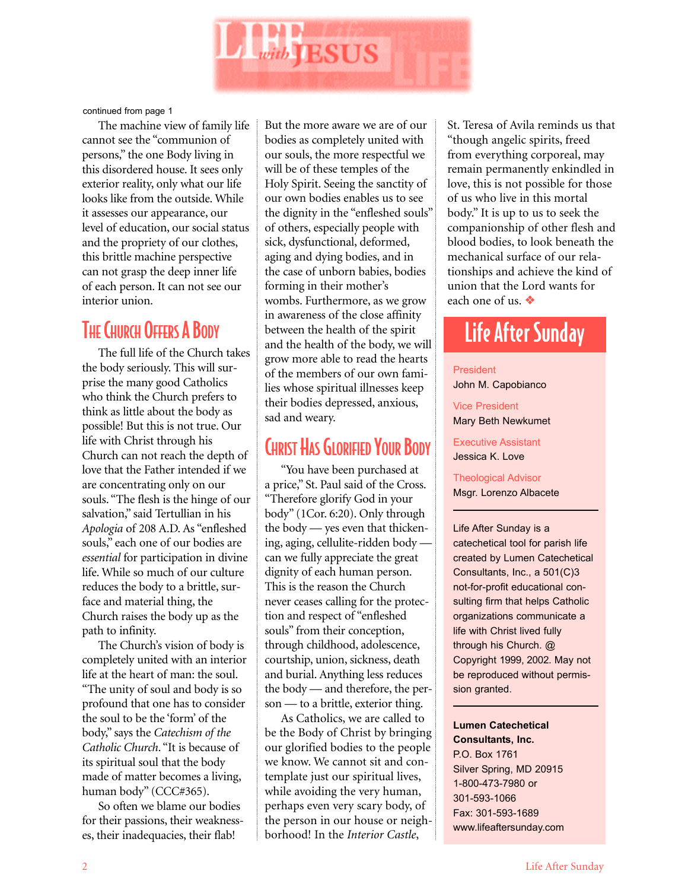# Life with Jesus

continued from page 1

The machine view of family life cannot see the "communion of persons," the one Body living in this disordered house. It sees only exterior reality, only what our life looks like from the outside. While it assesses our appearance, our level of education, our social status and the propriety of our clothes, this brittle machine perspective can not grasp the deep inner life of each person. It can not see our interior union.

## The Church Offers A Body

The full life of the Church takes the body seriously. This will surprise the many good Catholics who think the Church prefers to think as little about the body as possible! But this is not true. Our life with Christ through his Church can not reach the depth of love that the Father intended if we are concentrating only on our souls. "The flesh is the hinge of our salvation," said Tertullian in his *Apologia* of 208 A.D. As "enfleshed souls," each one of our bodies are *essential* for participation in divine life. While so much of our culture reduces the body to a brittle, surface and material thing, the Church raises the body up as the path to infinity.

The Church's vision of body is completely united with an interior life at the heart of man: the soul. "The unity of soul and body is so profound that one has to consider the soul to be the 'form' of the body," says the *Catechism of the Catholic Church*. "It is because of its spiritual soul that the body made of matter becomes a living, human body" (CCC#365).

So often we blame our bodies for their passions, their weaknesses, their inadequacies, their flab! But the more aware we are of our bodies as completely united with our souls, the more respectful we will be of these temples of the Holy Spirit. Seeing the sanctity of our own bodies enables us to see the dignity in the "enfleshed souls" of others, especially people with sick, dysfunctional, deformed, aging and dying bodies, and in the case of unborn babies, bodies forming in their mother's wombs. Furthermore, as we grow in awareness of the close affinity between the health of the spirit and the health of the body, we will grow more able to read the hearts of the members of our own families whose spiritual illnesses keep their bodies depressed, anxious, sad and weary.

## Christ Has Glorified Your Body

"You have been purchased at a price," St. Paul said of the Cross. "Therefore glorify God in your body" (1Cor. 6:20). Only through the body — yes even that thickening, aging, cellulite-ridden body — can we fully appreciate the great dignity of each human person. This is the reason the Church never ceases calling for the protection and respect of "enfleshed souls" from their conception, through childhood, adolescence, courtship, union, sickness, death and burial. Anything less reduces the body — and therefore, the person — to a brittle, exterior thing.

As Catholics, we are called to be the Body of Christ by bringing our glorified bodies to the people we know. We cannot sit and contemplate just our spiritual lives, while avoiding the very human, perhaps even very scary body, of the person in our house or neighborhood! In the *Interior Castle*, St. Teresa of Avila reminds us that "though angelic spirits, freed from everything corporeal, may remain permanently enkindled in love, this is not possible for those of us who live in this mortal body." It is up to us to seek the companionship of other flesh and blood bodies, to look beneath the mechanical surface of our relationships and achieve the kind of union that the Lord wants for each one of us. ❖

## Life After Sunday

President
John M. Capobianco

Vice President
Mary Beth Newkumet

Executive Assistant
Jessica K. Love

Theological Advisor
Msgr. Lorenzo Albacete

---

Life After Sunday is a catechetical tool for parish life created by Lumen Catechetical Consultants, Inc., a 501(C)3 not-for-profit educational consulting firm that helps Catholic organizations communicate a life with Christ lived fully through his Church. @ Copyright 1999, 2002. May not be reproduced without permission granted.

---

**Lumen Catechetical Consultants, Inc.**
P.O. Box 1761
Silver Spring, MD 20915
1-800-473-7980 or
301-593-1066
Fax: 301-593-1689
www.lifeaftersunday.com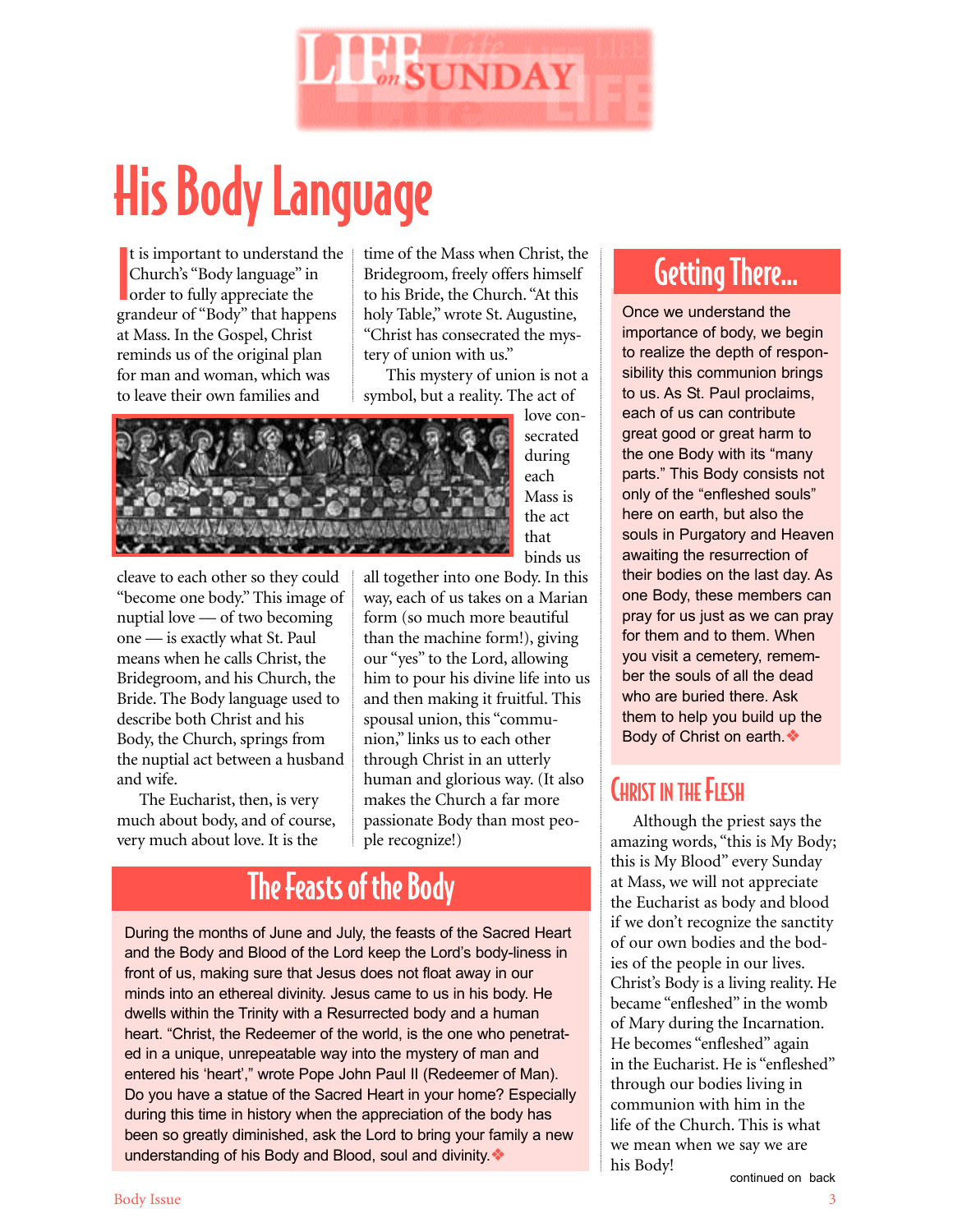# His Body Language

It is important to understand the Church's "Body language" in order to fully appreciate the grandeur of "Body" that happens at Mass. In the Gospel, Christ reminds us of the original plan for man and woman, which was to leave their own families and cleave to each other so they could "become one body." This image of nuptial love — of two becoming one — is exactly what St. Paul means when he calls Christ, the Bridegroom, and his Church, the Bride. The Body language used to describe both Christ and his Body, the Church, springs from the nuptial act between a husband and wife.

The Eucharist, then, is very much about body, and of course, very much about love. It is the time of the Mass when Christ, the Bridegroom, freely offers himself to his Bride, the Church. "At this holy Table," wrote St. Augustine, "Christ has consecrated the mystery of union with us."

This mystery of union is not a symbol, but a reality. The act of love consecrated during each Mass is the act that binds us all together into one Body. In this way, each of us takes on a Marian form (so much more beautiful than the machine form!), giving our "yes" to the Lord, allowing him to pour his divine life into us and then making it fruitful. This spousal union, this "communion," links us to each other through Christ in an utterly human and glorious way. (It also makes the Church a far more passionate Body than most people recognize!)

## The Feasts of the Body

During the months of June and July, the feasts of the Sacred Heart and the Body and Blood of the Lord keep the Lord's body-liness in front of us, making sure that Jesus does not float away in our minds into an ethereal divinity. Jesus came to us in his body. He dwells within the Trinity with a Resurrected body and a human heart. "Christ, the Redeemer of the world, is the one who penetrated in a unique, unrepeatable way into the mystery of man and entered his 'heart'," wrote Pope John Paul II (Redeemer of Man). Do you have a statue of the Sacred Heart in your home? Especially during this time in history when the appreciation of the body has been so greatly diminished, ask the Lord to bring your family a new understanding of his Body and Blood, soul and divinity.❖

## Getting There...

Once we understand the importance of body, we begin to realize the depth of responsibility this communion brings to us. As St. Paul proclaims, each of us can contribute great good or great harm to the one Body with its "many parts." This Body consists not only of the "enfleshed souls" here on earth, but also the souls in Purgatory and Heaven awaiting the resurrection of their bodies on the last day. As one Body, these members can pray for us just as we can pray for them and to them. When you visit a cemetery, remember the souls of all the dead who are buried there. Ask them to help you build up the Body of Christ on earth.❖

## Christ in the Flesh

Although the priest says the amazing words, "this is My Body; this is My Blood" every Sunday at Mass, we will not appreciate the Eucharist as body and blood if we don't recognize the sanctity of our own bodies and the bodies of the people in our lives. Christ's Body is a living reality. He became "enfleshed" in the womb of Mary during the Incarnation. He becomes "enfleshed" again in the Eucharist. He is "enfleshed" through our bodies living in communion with him in the life of the Church. This is what we mean when we say we are his Body!

continued on back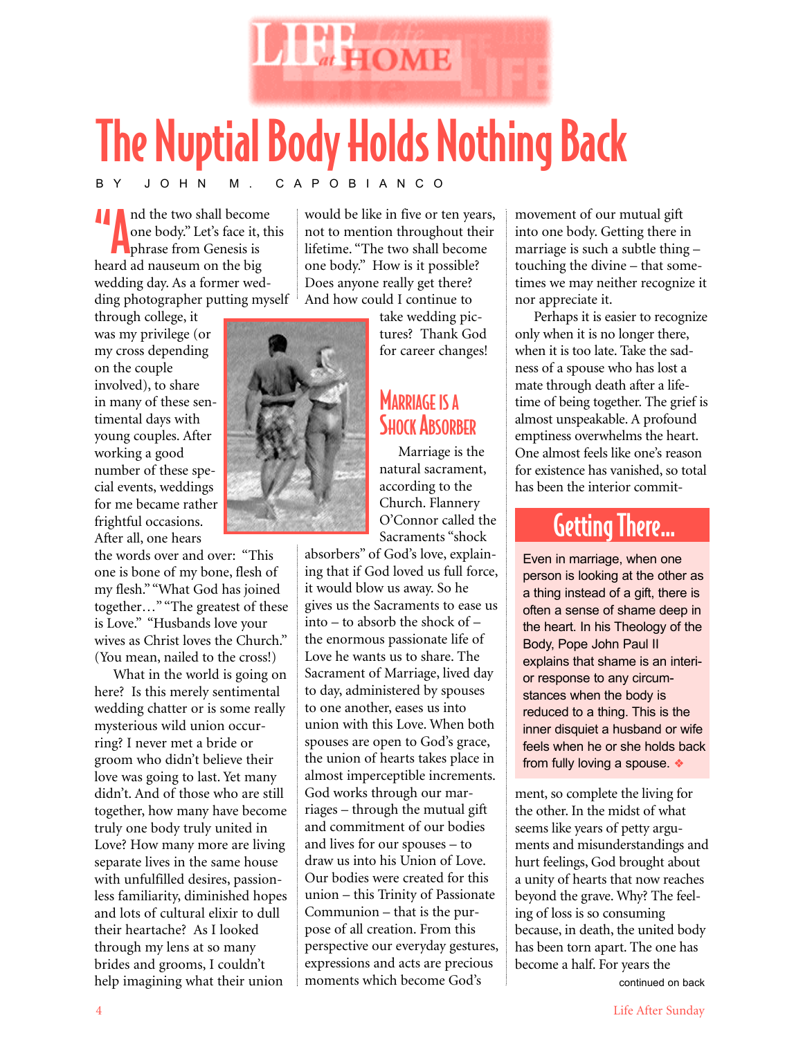LIFE at HOME

# The Nuptial Body Holds Nothing Back

BY JOHN M. CAPOBIANCO

"And the two shall become one body." Let's face it, this phrase from Genesis is heard ad nauseum on the big wedding day. As a former wedding photographer putting myself through college, it was my privilege (or my cross depending on the couple involved), to share in many of these sentimental days with young couples. After working a good number of these special events, weddings for me became rather frightful occasions. After all, one hears the words over and over: "This one is bone of my bone, flesh of my flesh." "What God has joined together…" "The greatest of these is Love." "Husbands love your wives as Christ loves the Church." (You mean, nailed to the cross!)

What in the world is going on here? Is this merely sentimental wedding chatter or is some really mysterious wild union occurring? I never met a bride or groom who didn't believe their love was going to last. Yet many didn't. And of those who are still together, how many have become truly one body truly united in Love? How many more are living separate lives in the same house with unfulfilled desires, passionless familiarity, diminished hopes and lots of cultural elixir to dull their heartache? As I looked through my lens at so many brides and grooms, I couldn't help imagining what their union would be like in five or ten years, not to mention throughout their lifetime. "The two shall become one body." How is it possible? Does anyone really get there? And how could I continue to take wedding pictures? Thank God for career changes!

## Marriage is a Shock Absorber

Marriage is the natural sacrament, according to the Church. Flannery O'Connor called the Sacraments "shock absorbers" of God's love, explaining that if God loved us full force, it would blow us away. So he gives us the Sacraments to ease us into – to absorb the shock of – the enormous passionate life of Love he wants us to share. The Sacrament of Marriage, lived day to day, administered by spouses to one another, eases us into union with this Love. When both spouses are open to God's grace, the union of hearts takes place in almost imperceptible increments. God works through our marriages – through the mutual gift and commitment of our bodies and lives for our spouses – to draw us into his Union of Love. Our bodies were created for this union – this Trinity of Passionate Communion – that is the purpose of all creation. From this perspective our everyday gestures, expressions and acts are precious moments which become God's movement of our mutual gift into one body. Getting there in marriage is such a subtle thing – touching the divine – that sometimes we may neither recognize it nor appreciate it.

Perhaps it is easier to recognize only when it is no longer there, when it is too late. Take the sadness of a spouse who has lost a mate through death after a lifetime of being together. The grief is almost unspeakable. A profound emptiness overwhelms the heart. One almost feels like one's reason for existence has vanished, so total has been the interior commitment, so complete the living for the other. In the midst of what seems like years of petty arguments and misunderstandings and hurt feelings, God brought about a unity of hearts that now reaches beyond the grave. Why? The feeling of loss is so consuming because, in death, the united body has been torn apart. The one has become a half. For years the

continued on back

## Getting There…

Even in marriage, when one person is looking at the other as a thing instead of a gift, there is often a sense of shame deep in the heart. In his Theology of the Body, Pope John Paul II explains that shame is an interior response to any circumstances when the body is reduced to a thing. This is the inner disquiet a husband or wife feels when he or she holds back from fully loving a spouse. ❖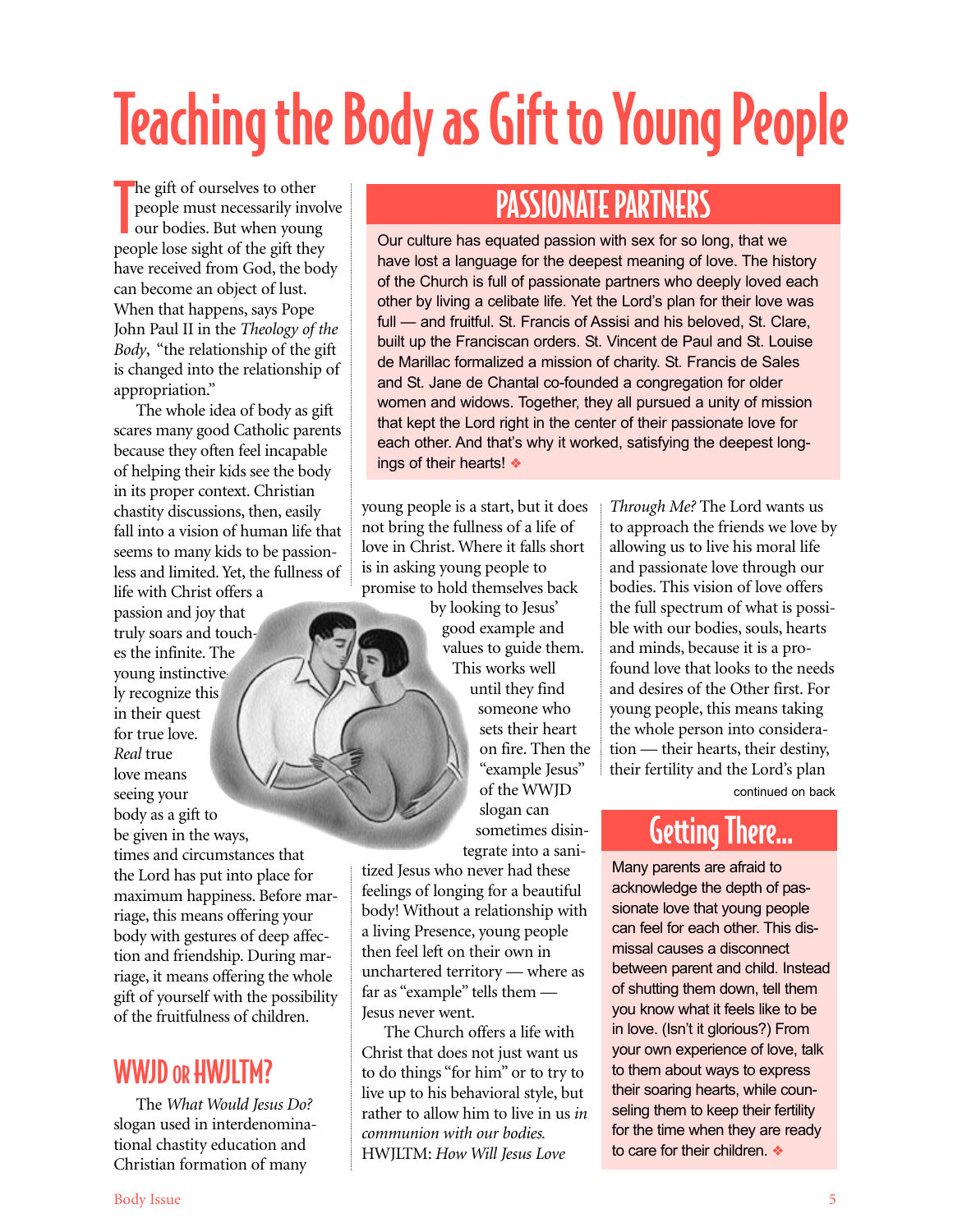# Teaching the Body as Gift to Young People

The gift of ourselves to other people must necessarily involve our bodies. But when young people lose sight of the gift they have received from God, the body can become an object of lust. When that happens, says Pope John Paul II in the *Theology of the Body*, "the relationship of the gift is changed into the relationship of appropriation."

The whole idea of body as gift scares many good Catholic parents because they often feel incapable of helping their kids see the body in its proper context. Christian chastity discussions, then, easily fall into a vision of human life that seems to many kids to be passionless and limited. Yet, the fullness of life with Christ offers a passion and joy that truly soars and touches the infinite. The young instinctively recognize this in their quest for true love. *Real* true love means seeing your body as a gift to be given in the ways, times and circumstances that the Lord has put into place for maximum happiness. Before marriage, this means offering your body with gestures of deep affection and friendship. During marriage, it means offering the whole gift of yourself with the possibility of the fruitfulness of children.

## WWJD or HWJLTM?

The *What Would Jesus Do?* slogan used in interdenominational chastity education and Christian formation of many young people is a start, but it does not bring the fullness of a life of love in Christ. Where it falls short is in asking young people to promise to hold themselves back by looking to Jesus' good example and values to guide them. This works well until they find someone who sets their heart on fire. Then the "example Jesus" of the WWJD slogan can sometimes disintegrate into a sanitized Jesus who never had these feelings of longing for a beautiful body! Without a relationship with a living Presence, young people then feel left on their own in unchartered territory — where as far as "example" tells them — Jesus never went.

The Church offers a life with Christ that does not just want us to do things "for him" or to try to live up to his behavioral style, but rather to allow him to live in us *in communion with our bodies.* HWJLTM: *How Will Jesus Love Through Me?* The Lord wants us to approach the friends we love by allowing us to live his moral life and passionate love through our bodies. This vision of love offers the full spectrum of what is possible with our bodies, souls, hearts and minds, because it is a profound love that looks to the needs and desires of the Other first. For young people, this means taking the whole person into consideration — their hearts, their destiny, their fertility and the Lord's plan

continued on back

## PASSIONATE PARTNERS

Our culture has equated passion with sex for so long, that we have lost a language for the deepest meaning of love. The history of the Church is full of passionate partners who deeply loved each other by living a celibate life. Yet the Lord's plan for their love was full — and fruitful. St. Francis of Assisi and his beloved, St. Clare, built up the Franciscan orders. St. Vincent de Paul and St. Louise de Marillac formalized a mission of charity. St. Francis de Sales and St. Jane de Chantal co-founded a congregation for older women and widows. Together, they all pursued a unity of mission that kept the Lord right in the center of their passionate love for each other. And that's why it worked, satisfying the deepest longings of their hearts! ❖

## Getting There...

Many parents are afraid to acknowledge the depth of passionate love that young people can feel for each other. This dismissal causes a disconnect between parent and child. Instead of shutting them down, tell them you know what it feels like to be in love. (Isn't it glorious?) From your own experience of love, talk to them about ways to express their soaring hearts, while counseling them to keep their fertility for the time when they are ready to care for their children. ❖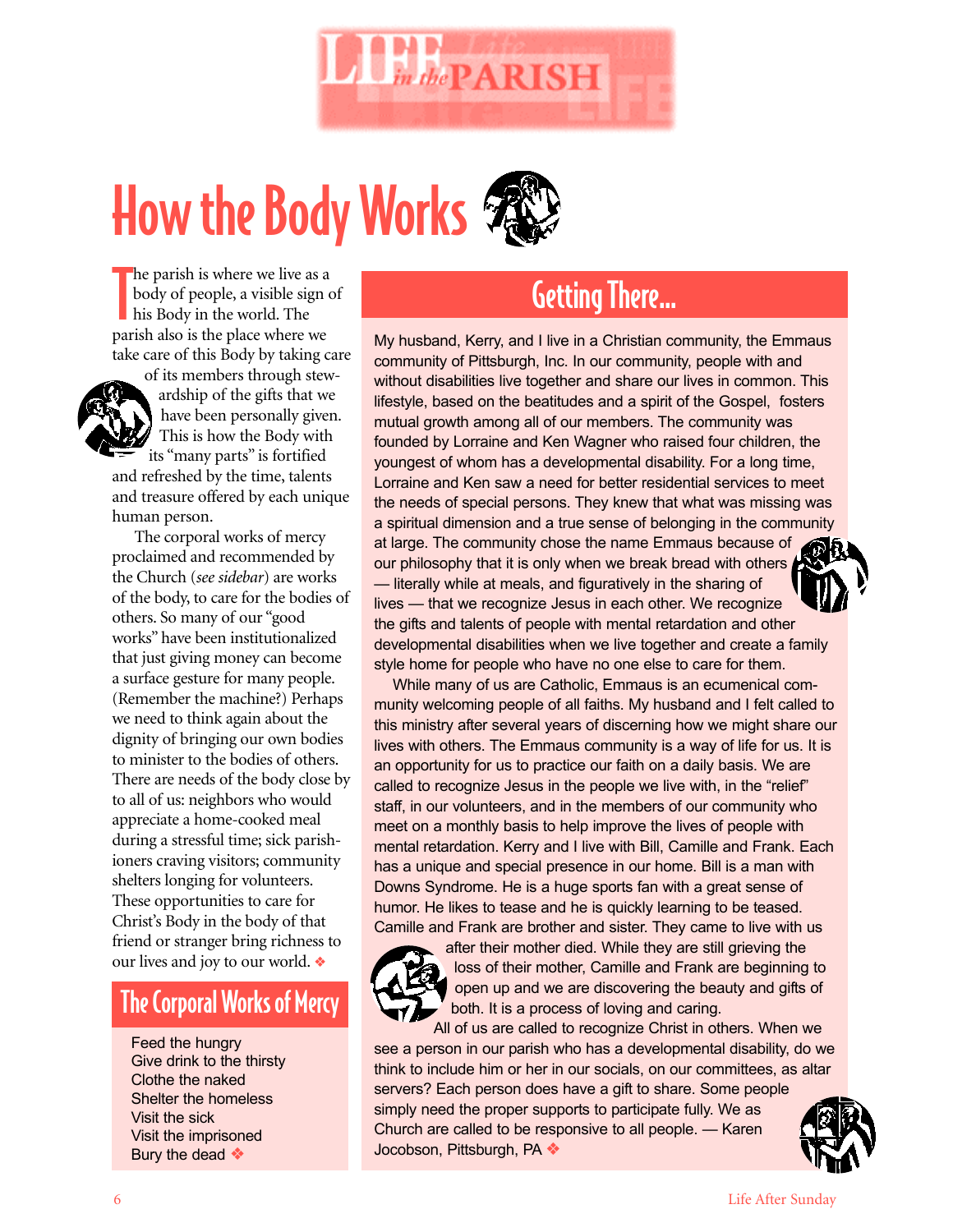# How the Body Works

The parish is where we live as a body of people, a visible sign of his Body in the world. The parish also is the place where we take care of this Body by taking care of its members through stewardship of the gifts that we have been personally given. This is how the Body with its "many parts" is fortified and refreshed by the time, talents and treasure offered by each unique human person.

The corporal works of mercy proclaimed and recommended by the Church (*see sidebar*) are works of the body, to care for the bodies of others. So many of our "good works" have been institutionalized that just giving money can become a surface gesture for many people. (Remember the machine?) Perhaps we need to think again about the dignity of bringing our own bodies to minister to the bodies of others. There are needs of the body close by to all of us: neighbors who would appreciate a home-cooked meal during a stressful time; sick parishioners craving visitors; community shelters longing for volunteers. These opportunities to care for Christ's Body in the body of that friend or stranger bring richness to our lives and joy to our world. ❖

## The Corporal Works of Mercy

- Feed the hungry
- Give drink to the thirsty
- Clothe the naked
- Shelter the homeless
- Visit the sick
- Visit the imprisoned
- Bury the dead ❖

## Getting There...

My husband, Kerry, and I live in a Christian community, the Emmaus community of Pittsburgh, Inc. In our community, people with and without disabilities live together and share our lives in common. This lifestyle, based on the beatitudes and a spirit of the Gospel, fosters mutual growth among all of our members. The community was founded by Lorraine and Ken Wagner who raised four children, the youngest of whom has a developmental disability. For a long time, Lorraine and Ken saw a need for better residential services to meet the needs of special persons. They knew that what was missing was a spiritual dimension and a true sense of belonging in the community at large. The community chose the name Emmaus because of our philosophy that it is only when we break bread with others — literally while at meals, and figuratively in the sharing of lives — that we recognize Jesus in each other. We recognize the gifts and talents of people with mental retardation and other developmental disabilities when we live together and create a family style home for people who have no one else to care for them.

While many of us are Catholic, Emmaus is an ecumenical community welcoming people of all faiths. My husband and I felt called to this ministry after several years of discerning how we might share our lives with others. The Emmaus community is a way of life for us. It is an opportunity for us to practice our faith on a daily basis. We are called to recognize Jesus in the people we live with, in the "relief" staff, in our volunteers, and in the members of our community who meet on a monthly basis to help improve the lives of people with mental retardation. Kerry and I live with Bill, Camille and Frank. Each has a unique and special presence in our home. Bill is a man with Downs Syndrome. He is a huge sports fan with a great sense of humor. He likes to tease and he is quickly learning to be teased. Camille and Frank are brother and sister. They came to live with us after their mother died. While they are still grieving the loss of their mother, Camille and Frank are beginning to open up and we are discovering the beauty and gifts of both. It is a process of loving and caring.

All of us are called to recognize Christ in others. When we see a person in our parish who has a developmental disability, do we think to include him or her in our socials, on our committees, as altar servers? Each person does have a gift to share. Some people simply need the proper supports to participate fully. We as Church are called to be responsive to all people. — Karen Jocobson, Pittsburgh, PA ❖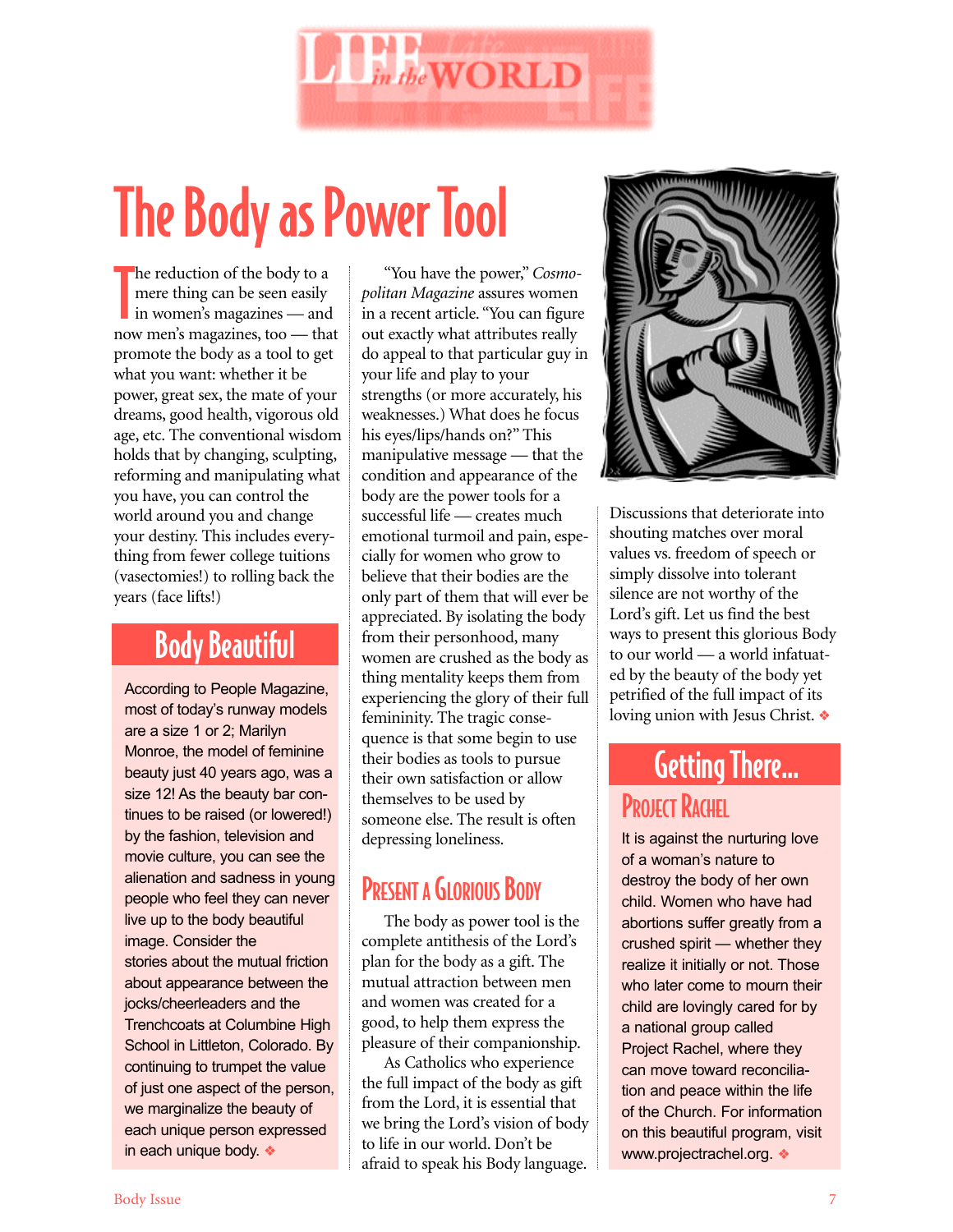# The Body as Power Tool

The reduction of the body to a mere thing can be seen easily in women's magazines — and now men's magazines, too — that promote the body as a tool to get what you want: whether it be power, great sex, the mate of your dreams, good health, vigorous old age, etc. The conventional wisdom holds that by changing, sculpting, reforming and manipulating what you have, you can control the world around you and change your destiny. This includes everything from fewer college tuitions (vasectomies!) to rolling back the years (face lifts!)

## Body Beautiful

According to People Magazine, most of today's runway models are a size 1 or 2; Marilyn Monroe, the model of feminine beauty just 40 years ago, was a size 12! As the beauty bar continues to be raised (or lowered!) by the fashion, television and movie culture, you can see the alienation and sadness in young people who feel they can never live up to the body beautiful image. Consider the stories about the mutual friction about appearance between the jocks/cheerleaders and the Trenchcoats at Columbine High School in Littleton, Colorado. By continuing to trumpet the value of just one aspect of the person, we marginalize the beauty of each unique person expressed in each unique body. ❖

"You have the power," *Cosmopolitan Magazine* assures women in a recent article. "You can figure out exactly what attributes really do appeal to that particular guy in your life and play to your strengths (or more accurately, his weaknesses.) What does he focus his eyes/lips/hands on?" This manipulative message — that the condition and appearance of the body are the power tools for a successful life — creates much emotional turmoil and pain, especially for women who grow to believe that their bodies are the only part of them that will ever be appreciated. By isolating the body from their personhood, many women are crushed as the body as thing mentality keeps them from experiencing the glory of their full femininity. The tragic consequence is that some begin to use their bodies as tools to pursue their own satisfaction or allow themselves to be used by someone else. The result is often depressing loneliness.

## Present a Glorious Body

The body as power tool is the complete antithesis of the Lord's plan for the body as a gift. The mutual attraction between men and women was created for a good, to help them express the pleasure of their companionship.

As Catholics who experience the full impact of the body as gift from the Lord, it is essential that we bring the Lord's vision of body to life in our world. Don't be afraid to speak his Body language. Discussions that deteriorate into shouting matches over moral values vs. freedom of speech or simply dissolve into tolerant silence are not worthy of the Lord's gift. Let us find the best ways to present this glorious Body to our world — a world infatuated by the beauty of the body yet petrified of the full impact of its loving union with Jesus Christ. ❖

## Getting There...

### Project Rachel

It is against the nurturing love of a woman's nature to destroy the body of her own child. Women who have had abortions suffer greatly from a crushed spirit — whether they realize it initially or not. Those who later come to mourn their child are lovingly cared for by a national group called Project Rachel, where they can move toward reconciliation and peace within the life of the Church. For information on this beautiful program, visit www.projectrachel.org. ❖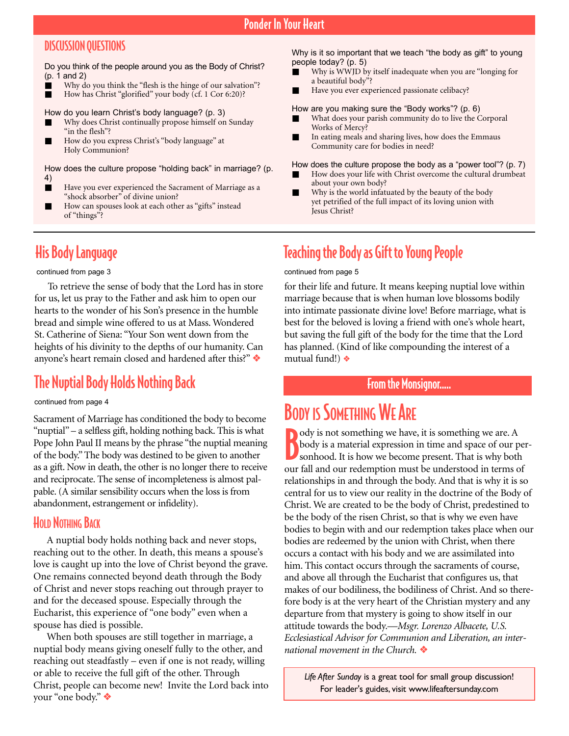## Ponder In Your Heart

### DISCUSSION QUESTIONS

Do you think of the people around you as the Body of Christ? (p. 1 and 2)

- Why do you think the "flesh is the hinge of our salvation"?
- How has Christ "glorified" your body (cf. 1 Cor 6:20)?

How do you learn Christ's body language? (p. 3)

- Why does Christ continually propose himself on Sunday "in the flesh"?
- How do you express Christ's "body language" at Holy Communion?

How does the culture propose "holding back" in marriage? (p. 4)

- Have you ever experienced the Sacrament of Marriage as a "shock absorber" of divine union?
- How can spouses look at each other as "gifts" instead of "things"?

Why is it so important that we teach "the body as gift" to young people today? (p. 5)

- Why is WWJD by itself inadequate when you are "longing for a beautiful body"?
- Have you ever experienced passionate celibacy?

How are you making sure the "Body works"? (p. 6)

- What does your parish community do to live the Corporal Works of Mercy?
- In eating meals and sharing lives, how does the Emmaus Community care for bodies in need?

How does the culture propose the body as a "power tool"? (p. 7)

- How does your life with Christ overcome the cultural drumbeat about your own body?
- Why is the world infatuated by the beauty of the body yet petrified of the full impact of its loving union with Jesus Christ?

## His Body Language

continued from page 3

To retrieve the sense of body that the Lord has in store for us, let us pray to the Father and ask him to open our hearts to the wonder of his Son's presence in the humble bread and simple wine offered to us at Mass. Wondered St. Catherine of Siena: "Your Son went down from the heights of his divinity to the depths of our humanity. Can anyone's heart remain closed and hardened after this?" ❖

## The Nuptial Body Holds Nothing Back

continued from page 4

Sacrament of Marriage has conditioned the body to become "nuptial" – a selfless gift, holding nothing back. This is what Pope John Paul II means by the phrase "the nuptial meaning of the body." The body was destined to be given to another as a gift. Now in death, the other is no longer there to receive and reciprocate. The sense of incompleteness is almost palpable. (A similar sensibility occurs when the loss is from abandonment, estrangement or infidelity).

### Hold Nothing Back

A nuptial body holds nothing back and never stops, reaching out to the other. In death, this means a spouse's love is caught up into the love of Christ beyond the grave. One remains connected beyond death through the Body of Christ and never stops reaching out through prayer to and for the deceased spouse. Especially through the Eucharist, this experience of "one body" even when a spouse has died is possible.

When both spouses are still together in marriage, a nuptial body means giving oneself fully to the other, and reaching out steadfastly – even if one is not ready, willing or able to receive the full gift of the other. Through Christ, people can become new! Invite the Lord back into your "one body." ❖

## Teaching the Body as Gift to Young People

continued from page 5

for their life and future. It means keeping nuptial love within marriage because that is when human love blossoms bodily into intimate passionate divine love! Before marriage, what is best for the beloved is loving a friend with one's whole heart, but saving the full gift of the body for the time that the Lord has planned. (Kind of like compounding the interest of a mutual fund!) ❖

## From the Monsignor.....

# Body is Something We Are

Body is not something we have, it is something we are. A body is a material expression in time and space of our personhood. It is how we become present. That is why both our fall and our redemption must be understood in terms of relationships in and through the body. And that is why it is so central for us to view our reality in the doctrine of the Body of Christ. We are created to be the body of Christ, predestined to be the body of the risen Christ, so that is why we even have bodies to begin with and our redemption takes place when our bodies are redeemed by the union with Christ, when there occurs a contact with his body and we are assimilated into him. This contact occurs through the sacraments of course, and above all through the Eucharist that configures us, that makes of our bodiliness, the bodiliness of Christ. And so therefore body is at the very heart of the Christian mystery and any departure from that mystery is going to show itself in our attitude towards the body.—*Msgr. Lorenzo Albacete, U.S. Ecclesiastical Advisor for Communion and Liberation, an international movement in the Church.* ❖

*Life After Sunday* is a great tool for small group discussion! For leader's guides, visit www.lifeaftersunday.com